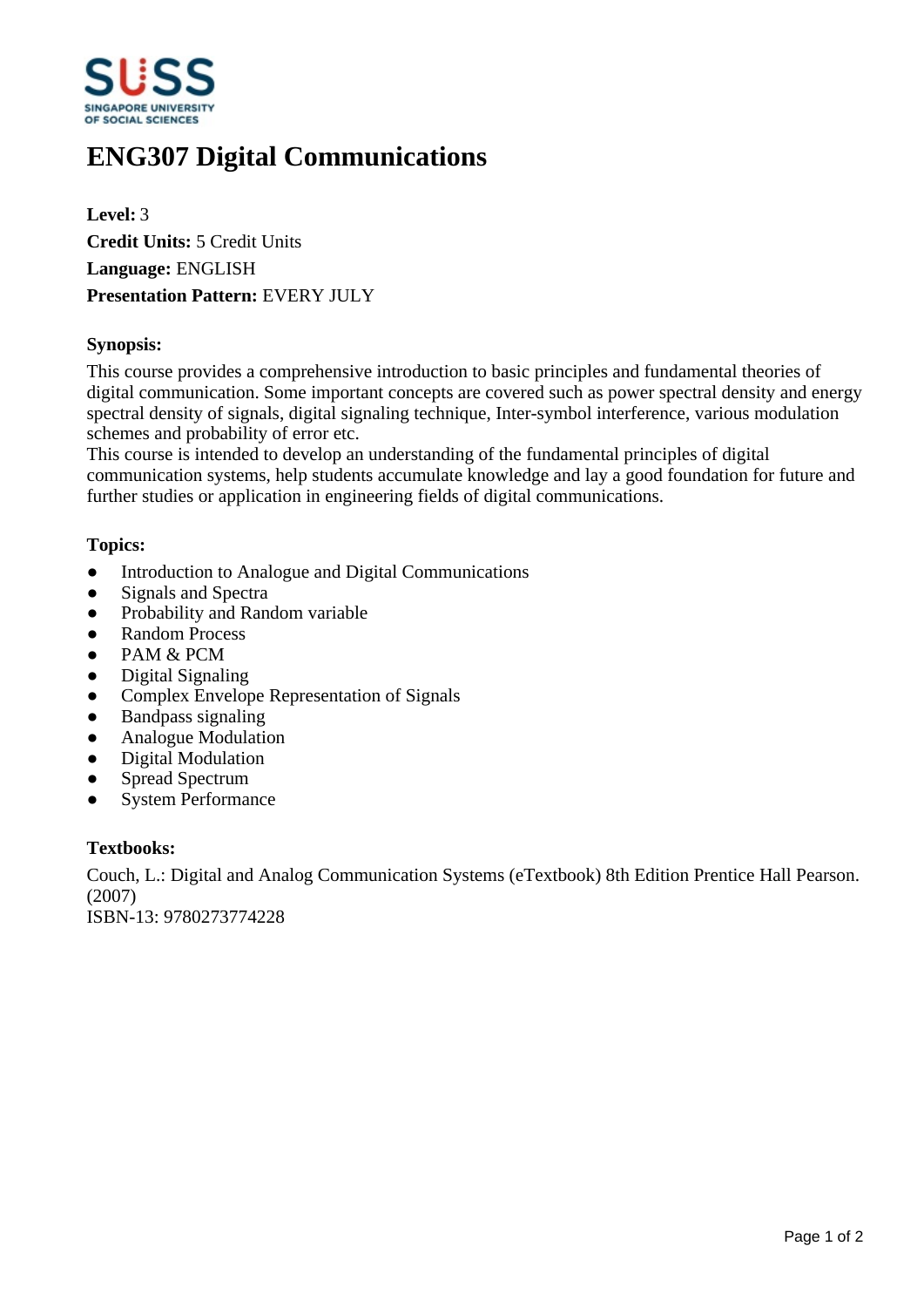# ENG307 Digital Communications

**Level:** 3
**Credit Units:** 5 Credit Units
**Language:** ENGLISH
**Presentation Pattern:** EVERY JULY

**Synopsis:**

This course provides a comprehensive introduction to basic principles and fundamental theories of digital communication. Some important concepts are covered such as power spectral density and energy spectral density of signals, digital signaling technique, Inter-symbol interference, various modulation schemes and probability of error etc.
This course is intended to develop an understanding of the fundamental principles of digital communication systems, help students accumulate knowledge and lay a good foundation for future and further studies or application in engineering fields of digital communications.

**Topics:**

- Introduction to Analogue and Digital Communications
- Signals and Spectra
- Probability and Random variable
- Random Process
- PAM & PCM
- Digital Signaling
- Complex Envelope Representation of Signals
- Bandpass signaling
- Analogue Modulation
- Digital Modulation
- Spread Spectrum
- System Performance

**Textbooks:**

Couch, L.: Digital and Analog Communication Systems (eTextbook) 8th Edition Prentice Hall Pearson. (2007)
ISBN-13: 9780273774228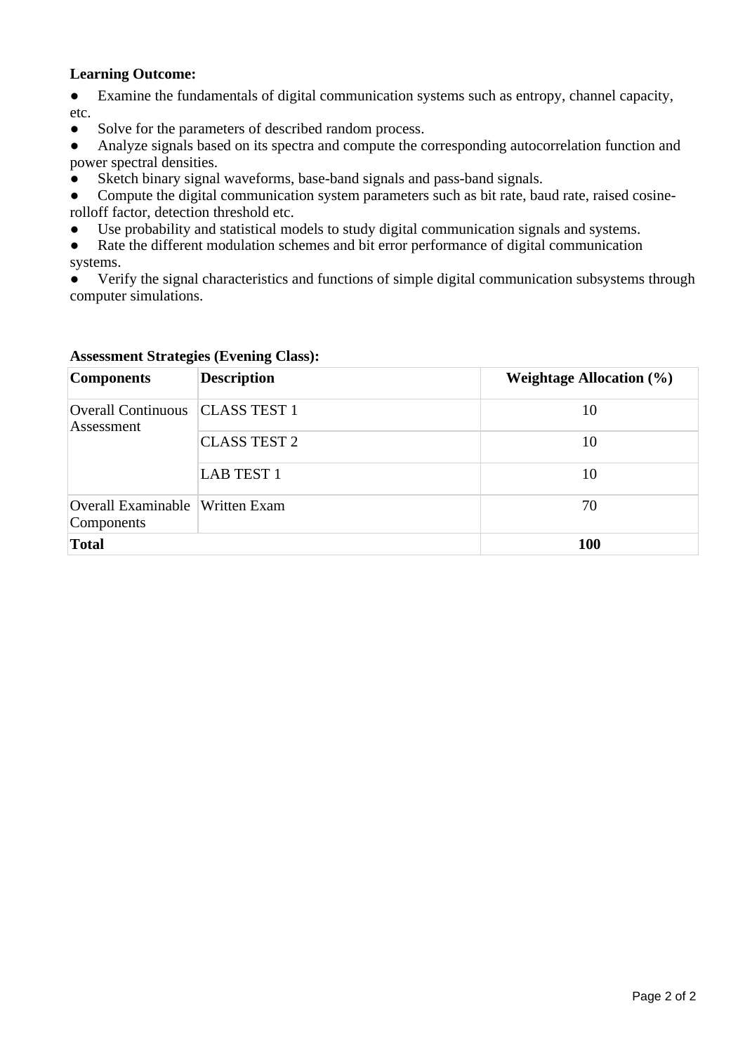**Learning Outcome:**

- Examine the fundamentals of digital communication systems such as entropy, channel capacity, etc.
- Solve for the parameters of described random process.
- Analyze signals based on its spectra and compute the corresponding autocorrelation function and power spectral densities.
- Sketch binary signal waveforms, base-band signals and pass-band signals.
- Compute the digital communication system parameters such as bit rate, baud rate, raised cosine-rolloff factor, detection threshold etc.
- Use probability and statistical models to study digital communication signals and systems.
- Rate the different modulation schemes and bit error performance of digital communication systems.
- Verify the signal characteristics and functions of simple digital communication subsystems through computer simulations.

**Assessment Strategies (Evening Class):**

| **Components** | **Description** | **Weightage Allocation (%)** |
|---|---|---|
| Overall Continuous Assessment | CLASS TEST 1 | 10 |
| | CLASS TEST 2 | 10 |
| | LAB TEST 1 | 10 |
| Overall Examinable Components | Written Exam | 70 |
| **Total** | | **100** |